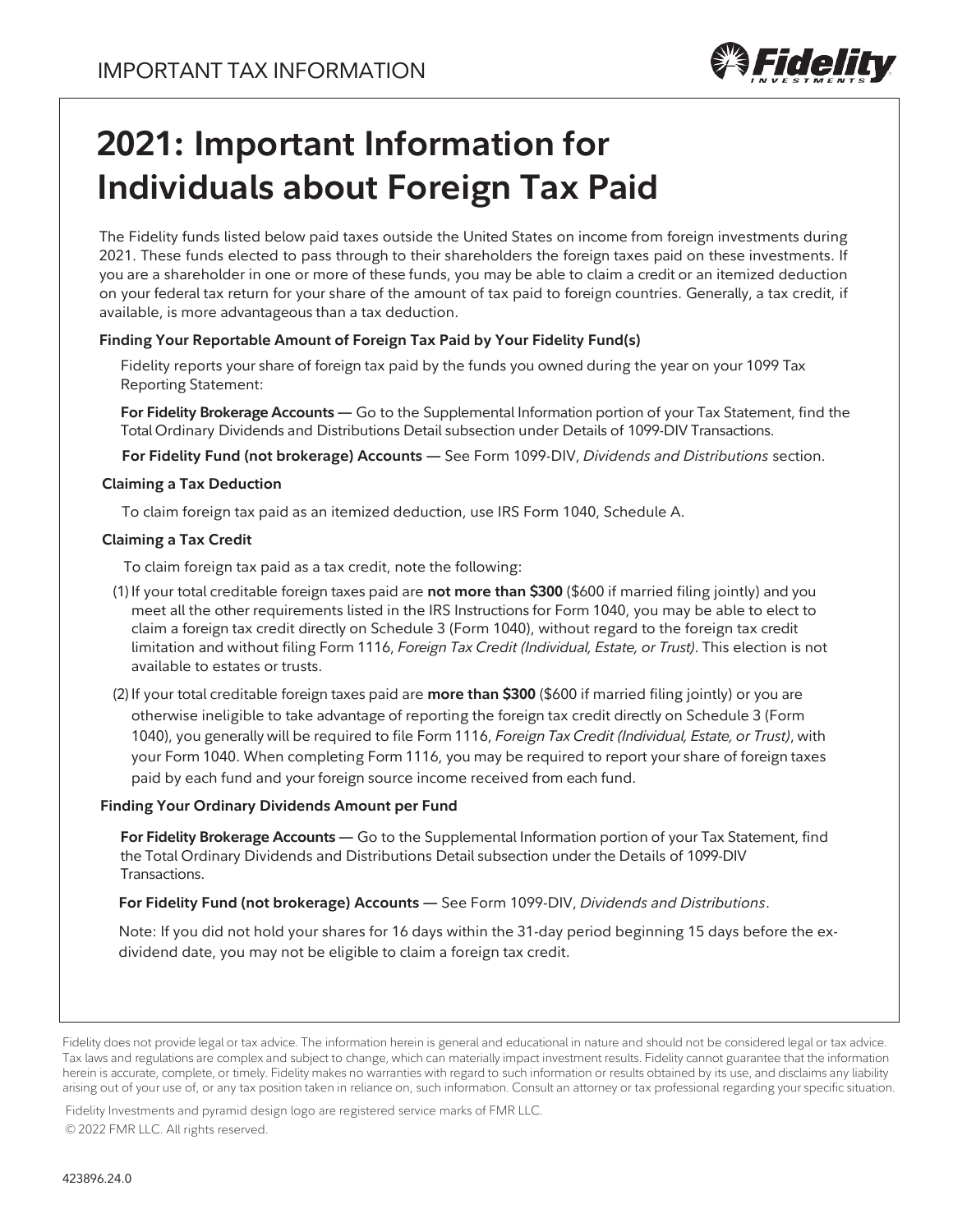IMPORTANT TAX INFORMATION

# 2021: Important Information for Individuals about Foreign Tax Paid

The Fidelity funds listed below paid taxes outside the United States on income from foreign investments during 2021. These funds elected to pass through to their shareholders the foreign taxes paid on these investments. If you are a shareholder in one or more of these funds, you may be able to claim a credit or an itemized deduction on your federal tax return for your share of the amount of tax paid to foreign countries. Generally, a tax credit, if available, is more advantageous than a tax deduction.

### Finding Your Reportable Amount of Foreign Tax Paid by Your Fidelity Fund(s)

Fidelity reports your share of foreign tax paid by the funds you owned during the year on your 1099 Tax Reporting Statement:

**For Fidelity Brokerage Accounts —** Go to the Supplemental Information portion of your Tax Statement, find the Total Ordinary Dividends and Distributions Detail subsection under Details of 1099-DIV Transactions.

**For Fidelity Fund (not brokerage) Accounts —** See Form 1099-DIV, *Dividends and Distributions* section.

### Claiming a Tax Deduction

To claim foreign tax paid as an itemized deduction, use IRS Form 1040, Schedule A.

### Claiming a Tax Credit

To claim foreign tax paid as a tax credit, note the following:

(1) If your total creditable foreign taxes paid are **not more than $300** ($600 if married filing jointly) and you meet all the other requirements listed in the IRS Instructions for Form 1040, you may be able to elect to claim a foreign tax credit directly on Schedule 3 (Form 1040), without regard to the foreign tax credit limitation and without filing Form 1116, *Foreign Tax Credit (Individual, Estate, or Trust)*. This election is not available to estates or trusts.

(2) If your total creditable foreign taxes paid are **more than $300** ($600 if married filing jointly) or you are otherwise ineligible to take advantage of reporting the foreign tax credit directly on Schedule 3 (Form 1040), you generally will be required to file Form 1116, *Foreign Tax Credit (Individual, Estate, or Trust)*, with your Form 1040. When completing Form 1116, you may be required to report your share of foreign taxes paid by each fund and your foreign source income received from each fund.

### Finding Your Ordinary Dividends Amount per Fund

**For Fidelity Brokerage Accounts —** Go to the Supplemental Information portion of your Tax Statement, find the Total Ordinary Dividends and Distributions Detail subsection under the Details of 1099-DIV Transactions.

**For Fidelity Fund (not brokerage) Accounts —** See Form 1099-DIV, *Dividends and Distributions*.

Note: If you did not hold your shares for 16 days within the 31-day period beginning 15 days before the ex-dividend date, you may not be eligible to claim a foreign tax credit.

Fidelity does not provide legal or tax advice. The information herein is general and educational in nature and should not be considered legal or tax advice. Tax laws and regulations are complex and subject to change, which can materially impact investment results. Fidelity cannot guarantee that the information herein is accurate, complete, or timely. Fidelity makes no warranties with regard to such information or results obtained by its use, and disclaims any liability arising out of your use of, or any tax position taken in reliance on, such information. Consult an attorney or tax professional regarding your specific situation.

Fidelity Investments and pyramid design logo are registered service marks of FMR LLC.

© 2022 FMR LLC. All rights reserved.

423896.24.0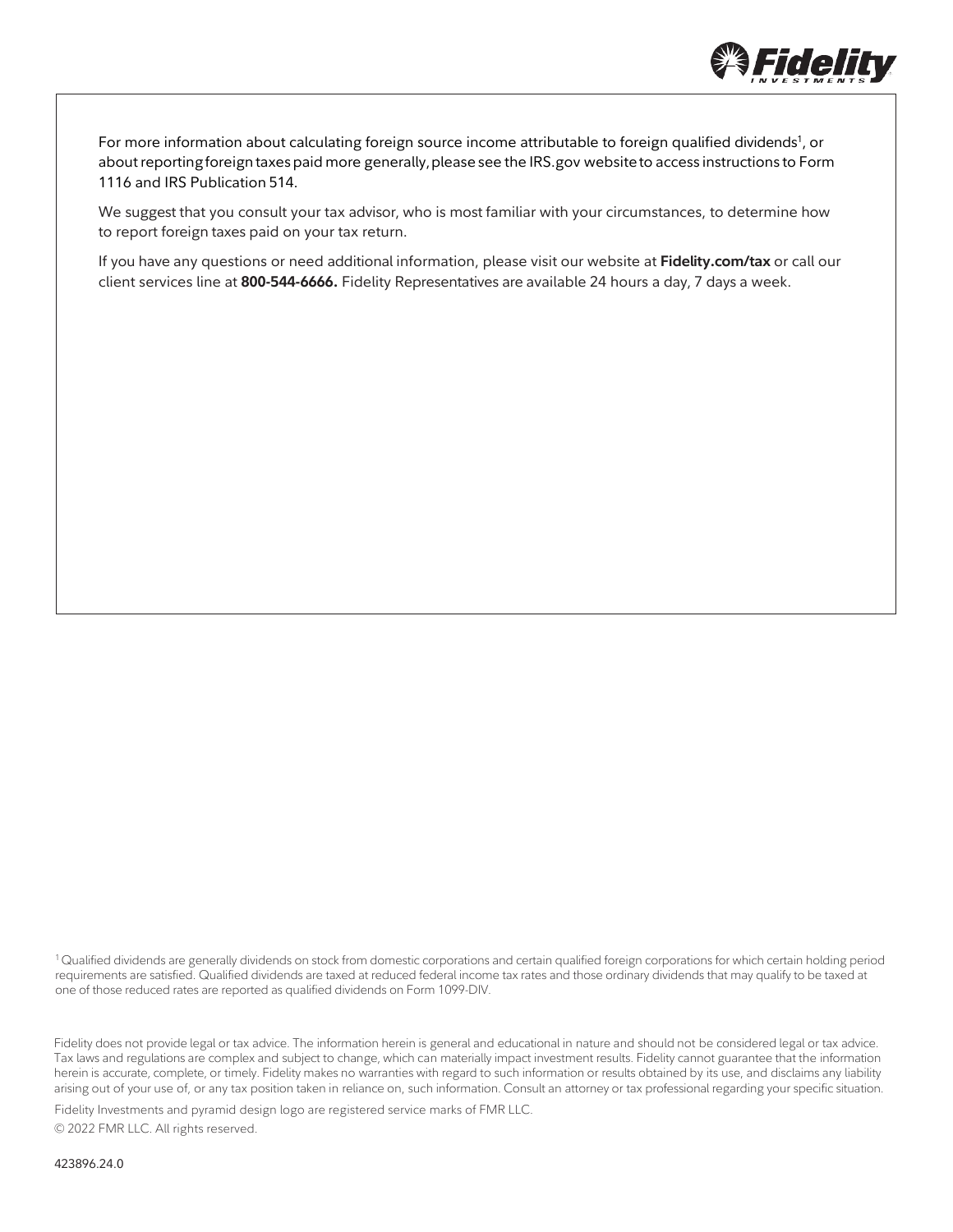For more information about calculating foreign source income attributable to foreign qualified dividends[1], or about reporting foreign taxes paid more generally, please see the IRS.gov website to access instructions to Form 1116 and IRS Publication 514.

We suggest that you consult your tax advisor, who is most familiar with your circumstances, to determine how to report foreign taxes paid on your tax return.

If you have any questions or need additional information, please visit our website at **Fidelity.com/tax** or call our client services line at **800-544-6666.** Fidelity Representatives are available 24 hours a day, 7 days a week.

[1] Qualified dividends are generally dividends on stock from domestic corporations and certain qualified foreign corporations for which certain holding period requirements are satisfied. Qualified dividends are taxed at reduced federal income tax rates and those ordinary dividends that may qualify to be taxed at one of those reduced rates are reported as qualified dividends on Form 1099-DIV.

Fidelity does not provide legal or tax advice. The information herein is general and educational in nature and should not be considered legal or tax advice. Tax laws and regulations are complex and subject to change, which can materially impact investment results. Fidelity cannot guarantee that the information herein is accurate, complete, or timely. Fidelity makes no warranties with regard to such information or results obtained by its use, and disclaims any liability arising out of your use of, or any tax position taken in reliance on, such information. Consult an attorney or tax professional regarding your specific situation.

Fidelity Investments and pyramid design logo are registered service marks of FMR LLC.

© 2022 FMR LLC. All rights reserved.

423896.24.0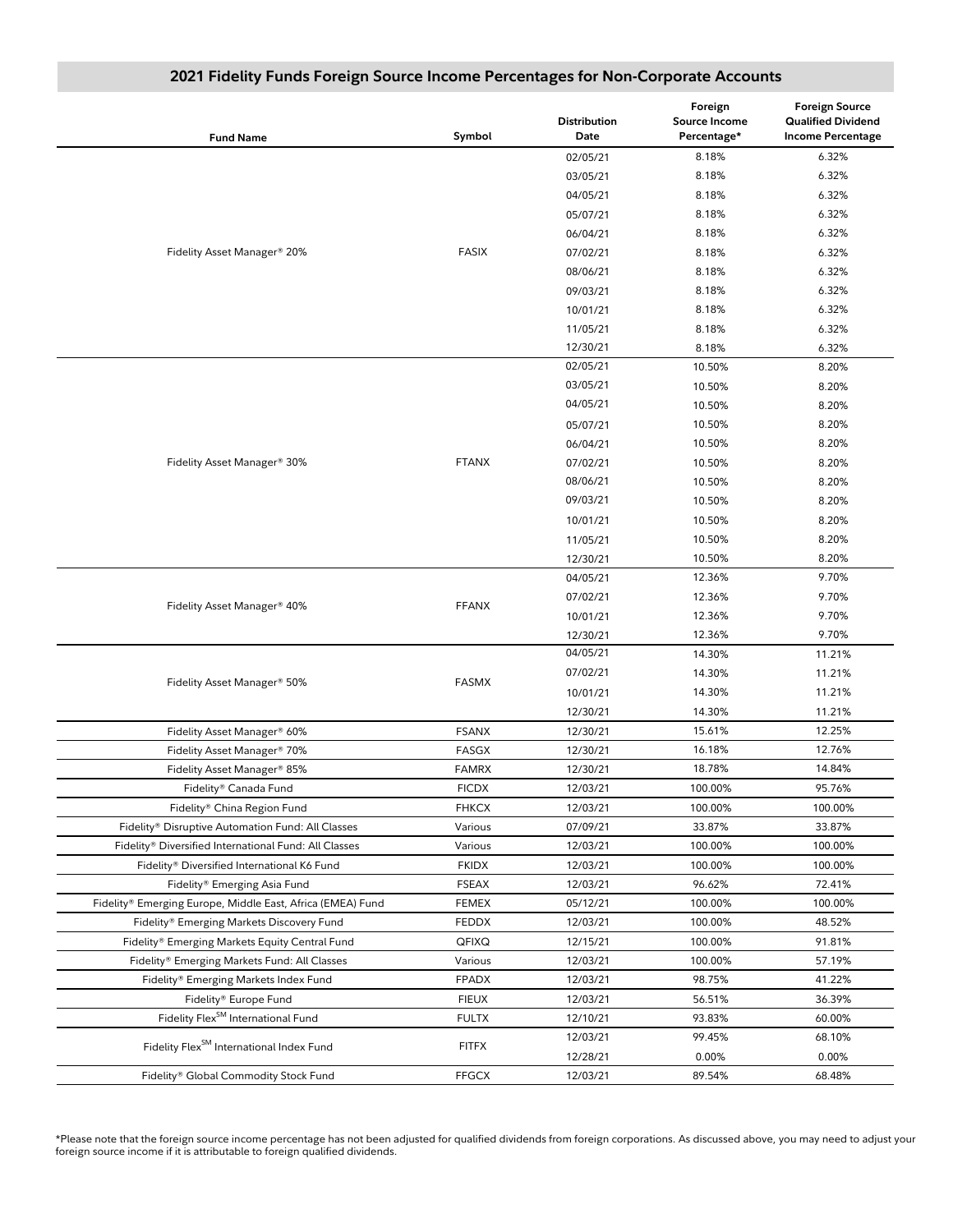## 2021 Fidelity Funds Foreign Source Income Percentages for Non-Corporate Accounts

| Fund Name | Symbol | Distribution Date | Foreign Source Income Percentage* | Foreign Source Qualified Dividend Income Percentage |
|---|---|---|---|---|
| Fidelity® Asset Manager® 20% | FASIX | 02/05/21 | 8.18% | 6.32% |
| | | 03/05/21 | 8.18% | 6.32% |
| | | 04/05/21 | 8.18% | 6.32% |
| | | 05/07/21 | 8.18% | 6.32% |
| | | 06/04/21 | 8.18% | 6.32% |
| | | 07/02/21 | 8.18% | 6.32% |
| | | 08/06/21 | 8.18% | 6.32% |
| | | 09/03/21 | 8.18% | 6.32% |
| | | 10/01/21 | 8.18% | 6.32% |
| | | 11/05/21 | 8.18% | 6.32% |
| | | 12/30/21 | 8.18% | 6.32% |
| Fidelity® Asset Manager® 30% | FTANX | 02/05/21 | 10.50% | 8.20% |
| | | 03/05/21 | 10.50% | 8.20% |
| | | 04/05/21 | 10.50% | 8.20% |
| | | 05/07/21 | 10.50% | 8.20% |
| | | 06/04/21 | 10.50% | 8.20% |
| | | 07/02/21 | 10.50% | 8.20% |
| | | 08/06/21 | 10.50% | 8.20% |
| | | 09/03/21 | 10.50% | 8.20% |
| | | 10/01/21 | 10.50% | 8.20% |
| | | 11/05/21 | 10.50% | 8.20% |
| | | 12/30/21 | 10.50% | 8.20% |
| Fidelity® Asset Manager® 40% | FFANX | 04/05/21 | 12.36% | 9.70% |
| | | 07/02/21 | 12.36% | 9.70% |
| | | 10/01/21 | 12.36% | 9.70% |
| | | 12/30/21 | 12.36% | 9.70% |
| Fidelity® Asset Manager® 50% | FASMX | 04/05/21 | 14.30% | 11.21% |
| | | 07/02/21 | 14.30% | 11.21% |
| | | 10/01/21 | 14.30% | 11.21% |
| | | 12/30/21 | 14.30% | 11.21% |
| Fidelity® Asset Manager® 60% | FSANX | 12/30/21 | 15.61% | 12.25% |
| Fidelity® Asset Manager® 70% | FASGX | 12/30/21 | 16.18% | 12.76% |
| Fidelity® Asset Manager® 85% | FAMRX | 12/30/21 | 18.78% | 14.84% |
| Fidelity® Canada Fund | FICDX | 12/03/21 | 100.00% | 95.76% |
| Fidelity® China Region Fund | FHKCX | 12/03/21 | 100.00% | 100.00% |
| Fidelity® Disruptive Automation Fund: All Classes | Various | 07/09/21 | 33.87% | 33.87% |
| Fidelity® Diversified International Fund: All Classes | Various | 12/03/21 | 100.00% | 100.00% |
| Fidelity® Diversified International K6 Fund | FKIDX | 12/03/21 | 100.00% | 100.00% |
| Fidelity® Emerging Asia Fund | FSEAX | 12/03/21 | 96.62% | 72.41% |
| Fidelity® Emerging Europe, Middle East, Africa (EMEA) Fund | FEMEX | 05/12/21 | 100.00% | 100.00% |
| Fidelity® Emerging Markets Discovery Fund | FEDDX | 12/03/21 | 100.00% | 48.52% |
| Fidelity® Emerging Markets Equity Central Fund | QFIXQ | 12/15/21 | 100.00% | 91.81% |
| Fidelity® Emerging Markets Fund: All Classes | Various | 12/03/21 | 100.00% | 57.19% |
| Fidelity® Emerging Markets Index Fund | FPADX | 12/03/21 | 98.75% | 41.22% |
| Fidelity® Europe Fund | FIEUX | 12/03/21 | 56.51% | 36.39% |
| Fidelity Flex℠ International Fund | FULTX | 12/10/21 | 93.83% | 60.00% |
| Fidelity Flex℠ International Index Fund | FITFX | 12/03/21 | 99.45% | 68.10% |
| | | 12/28/21 | 0.00% | 0.00% |
| Fidelity® Global Commodity Stock Fund | FFGCX | 12/03/21 | 89.54% | 68.48% |

*Please note that the foreign source income percentage has not been adjusted for qualified dividends from foreign corporations. As discussed above, you may need to adjust your foreign source income if it is attributable to foreign qualified dividends.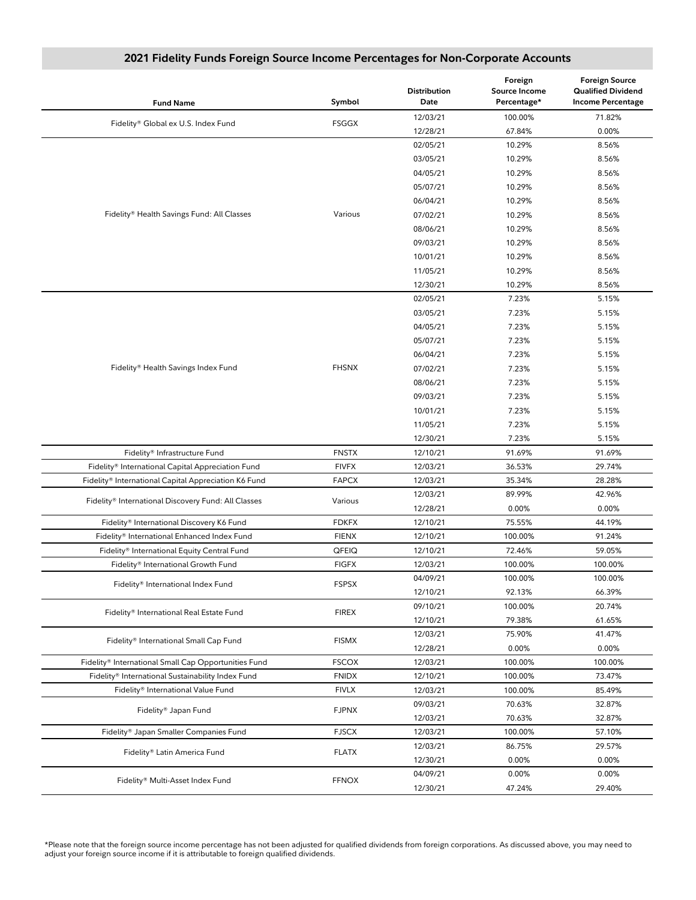## 2021 Fidelity Funds Foreign Source Income Percentages for Non-Corporate Accounts

| Fund Name | Symbol | Distribution Date | Foreign Source Income Percentage* | Foreign Source Qualified Dividend Income Percentage |
|---|---|---|---|---|
| Fidelity® Global ex U.S. Index Fund | FSGGX | 12/03/21 | 100.00% | 71.82% |
| | | 12/28/21 | 67.84% | 0.00% |
| Fidelity® Health Savings Fund: All Classes | Various | 02/05/21 | 10.29% | 8.56% |
| | | 03/05/21 | 10.29% | 8.56% |
| | | 04/05/21 | 10.29% | 8.56% |
| | | 05/07/21 | 10.29% | 8.56% |
| | | 06/04/21 | 10.29% | 8.56% |
| | | 07/02/21 | 10.29% | 8.56% |
| | | 08/06/21 | 10.29% | 8.56% |
| | | 09/03/21 | 10.29% | 8.56% |
| | | 10/01/21 | 10.29% | 8.56% |
| | | 11/05/21 | 10.29% | 8.56% |
| | | 12/30/21 | 10.29% | 8.56% |
| Fidelity® Health Savings Index Fund | FHSNX | 02/05/21 | 7.23% | 5.15% |
| | | 03/05/21 | 7.23% | 5.15% |
| | | 04/05/21 | 7.23% | 5.15% |
| | | 05/07/21 | 7.23% | 5.15% |
| | | 06/04/21 | 7.23% | 5.15% |
| | | 07/02/21 | 7.23% | 5.15% |
| | | 08/06/21 | 7.23% | 5.15% |
| | | 09/03/21 | 7.23% | 5.15% |
| | | 10/01/21 | 7.23% | 5.15% |
| | | 11/05/21 | 7.23% | 5.15% |
| | | 12/30/21 | 7.23% | 5.15% |
| Fidelity® Infrastructure Fund | FNSTX | 12/10/21 | 91.69% | 91.69% |
| Fidelity® International Capital Appreciation Fund | FIVFX | 12/03/21 | 36.53% | 29.74% |
| Fidelity® International Capital Appreciation K6 Fund | FAPCX | 12/03/21 | 35.34% | 28.28% |
| Fidelity® International Discovery Fund: All Classes | Various | 12/03/21 | 89.99% | 42.96% |
| | | 12/28/21 | 0.00% | 0.00% |
| Fidelity® International Discovery K6 Fund | FDKFX | 12/10/21 | 75.55% | 44.19% |
| Fidelity® International Enhanced Index Fund | FIENX | 12/10/21 | 100.00% | 91.24% |
| Fidelity® International Equity Central Fund | QFEIQ | 12/10/21 | 72.46% | 59.05% |
| Fidelity® International Growth Fund | FIGFX | 12/03/21 | 100.00% | 100.00% |
| Fidelity® International Index Fund | FSPSX | 04/09/21 | 100.00% | 100.00% |
| | | 12/10/21 | 92.13% | 66.39% |
| Fidelity® International Real Estate Fund | FIREX | 09/10/21 | 100.00% | 20.74% |
| | | 12/10/21 | 79.38% | 61.65% |
| Fidelity® International Small Cap Fund | FISMX | 12/03/21 | 75.90% | 41.47% |
| | | 12/28/21 | 0.00% | 0.00% |
| Fidelity® International Small Cap Opportunities Fund | FSCOX | 12/03/21 | 100.00% | 100.00% |
| Fidelity® International Sustainability Index Fund | FNIDX | 12/10/21 | 100.00% | 73.47% |
| Fidelity® International Value Fund | FIVLX | 12/03/21 | 100.00% | 85.49% |
| Fidelity® Japan Fund | FJPNX | 09/03/21 | 70.63% | 32.87% |
| | | 12/03/21 | 70.63% | 32.87% |
| Fidelity® Japan Smaller Companies Fund | FJSCX | 12/03/21 | 100.00% | 57.10% |
| Fidelity® Latin America Fund | FLATX | 12/03/21 | 86.75% | 29.57% |
| | | 12/30/21 | 0.00% | 0.00% |
| Fidelity® Multi-Asset Index Fund | FFNOX | 04/09/21 | 0.00% | 0.00% |
| | | 12/30/21 | 47.24% | 29.40% |

*Please note that the foreign source income percentage has not been adjusted for qualified dividends from foreign corporations. As discussed above, you may need to adjust your foreign source income if it is attributable to foreign qualified dividends.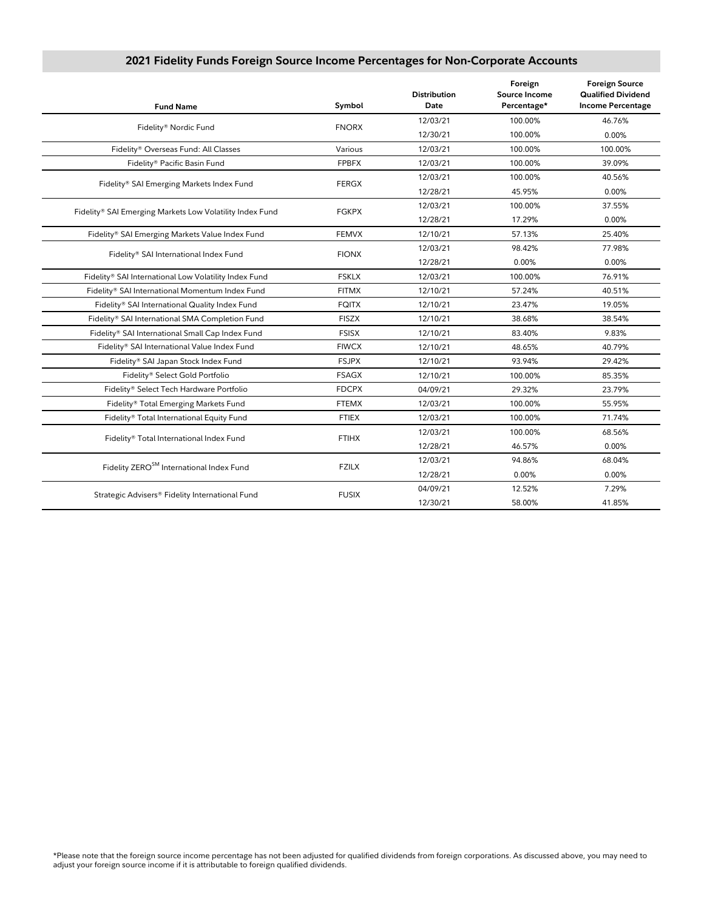## 2021 Fidelity Funds Foreign Source Income Percentages for Non-Corporate Accounts

| Fund Name | Symbol | Distribution Date | Foreign Source Income Percentage* | Foreign Source Qualified Dividend Income Percentage |
|---|---|---|---|---|
| Fidelity® Nordic Fund | FNORX | 12/03/21 | 100.00% | 46.76% |
| | | 12/30/21 | 100.00% | 0.00% |
| Fidelity® Overseas Fund: All Classes | Various | 12/03/21 | 100.00% | 100.00% |
| Fidelity® Pacific Basin Fund | FPBFX | 12/03/21 | 100.00% | 39.09% |
| Fidelity® SAI Emerging Markets Index Fund | FERGX | 12/03/21 | 100.00% | 40.56% |
| | | 12/28/21 | 45.95% | 0.00% |
| Fidelity® SAI Emerging Markets Low Volatility Index Fund | FGKPX | 12/03/21 | 100.00% | 37.55% |
| | | 12/28/21 | 17.29% | 0.00% |
| Fidelity® SAI Emerging Markets Value Index Fund | FEMVX | 12/10/21 | 57.13% | 25.40% |
| Fidelity® SAI International Index Fund | FIONX | 12/03/21 | 98.42% | 77.98% |
| | | 12/28/21 | 0.00% | 0.00% |
| Fidelity® SAI International Low Volatility Index Fund | FSKLX | 12/03/21 | 100.00% | 76.91% |
| Fidelity® SAI International Momentum Index Fund | FITMX | 12/10/21 | 57.24% | 40.51% |
| Fidelity® SAI International Quality Index Fund | FQITX | 12/10/21 | 23.47% | 19.05% |
| Fidelity® SAI International SMA Completion Fund | FISZX | 12/10/21 | 38.68% | 38.54% |
| Fidelity® SAI International Small Cap Index Fund | FSISX | 12/10/21 | 83.40% | 9.83% |
| Fidelity® SAI International Value Index Fund | FIWCX | 12/10/21 | 48.65% | 40.79% |
| Fidelity® SAI Japan Stock Index Fund | FSJPX | 12/10/21 | 93.94% | 29.42% |
| Fidelity® Select Gold Portfolio | FSAGX | 12/10/21 | 100.00% | 85.35% |
| Fidelity® Select Tech Hardware Portfolio | FDCPX | 04/09/21 | 29.32% | 23.79% |
| Fidelity® Total Emerging Markets Fund | FTEMX | 12/03/21 | 100.00% | 55.95% |
| Fidelity® Total International Equity Fund | FTIEX | 12/03/21 | 100.00% | 71.74% |
| Fidelity® Total International Index Fund | FTIHX | 12/03/21 | 100.00% | 68.56% |
| | | 12/28/21 | 46.57% | 0.00% |
| Fidelity ZERO℠ International Index Fund | FZILX | 12/03/21 | 94.86% | 68.04% |
| | | 12/28/21 | 0.00% | 0.00% |
| Strategic Advisers® Fidelity International Fund | FUSIX | 04/09/21 | 12.52% | 7.29% |
| | | 12/30/21 | 58.00% | 41.85% |

*Please note that the foreign source income percentage has not been adjusted for qualified dividends from foreign corporations. As discussed above, you may need to adjust your foreign source income if it is attributable to foreign qualified dividends.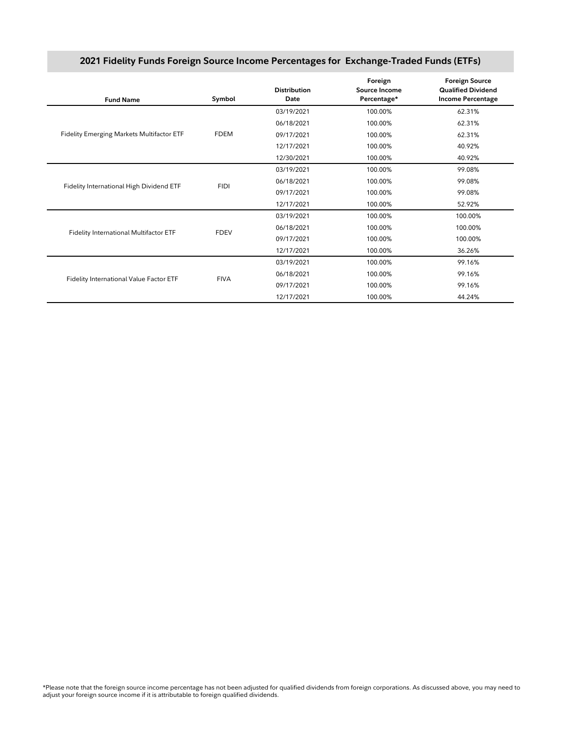## 2021 Fidelity Funds Foreign Source Income Percentages for Exchange-Traded Funds (ETFs)

| Fund Name | Symbol | Distribution Date | Foreign Source Income Percentage* | Foreign Source Qualified Dividend Income Percentage |
|---|---|---|---|---|
| Fidelity Emerging Markets Multifactor ETF | FDEM | 03/19/2021 | 100.00% | 62.31% |
| | | 06/18/2021 | 100.00% | 62.31% |
| | | 09/17/2021 | 100.00% | 62.31% |
| | | 12/17/2021 | 100.00% | 40.92% |
| | | 12/30/2021 | 100.00% | 40.92% |
| Fidelity International High Dividend ETF | FIDI | 03/19/2021 | 100.00% | 99.08% |
| | | 06/18/2021 | 100.00% | 99.08% |
| | | 09/17/2021 | 100.00% | 99.08% |
| | | 12/17/2021 | 100.00% | 52.92% |
| Fidelity International Multifactor ETF | FDEV | 03/19/2021 | 100.00% | 100.00% |
| | | 06/18/2021 | 100.00% | 100.00% |
| | | 09/17/2021 | 100.00% | 100.00% |
| | | 12/17/2021 | 100.00% | 36.26% |
| Fidelity International Value Factor ETF | FIVA | 03/19/2021 | 100.00% | 99.16% |
| | | 06/18/2021 | 100.00% | 99.16% |
| | | 09/17/2021 | 100.00% | 99.16% |
| | | 12/17/2021 | 100.00% | 44.24% |

*Please note that the foreign source income percentage has not been adjusted for qualified dividends from foreign corporations. As discussed above, you may need to adjust your foreign source income if it is attributable to foreign qualified dividends.